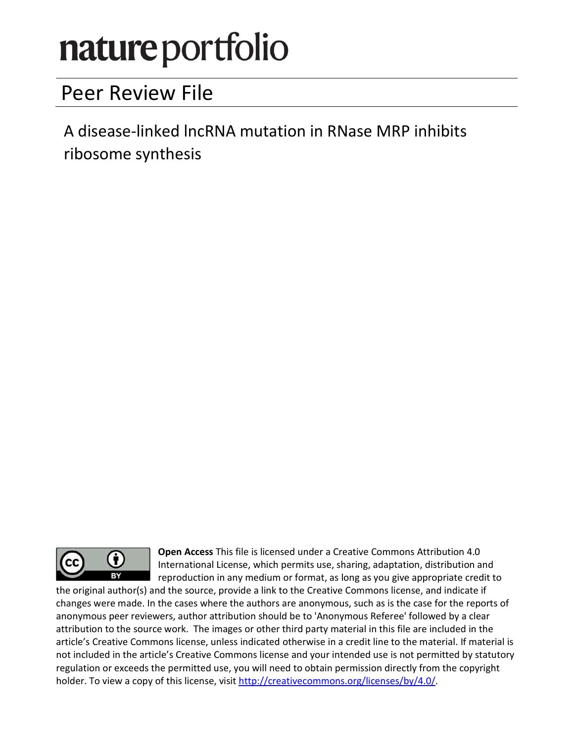# nature portfolio

## Peer Review File

A disease-linked lncRNA mutation in RNase MRP inhibits ribosome synthesis

**Open Access** This file is licensed under a Creative Commons Attribution 4.0 International License, which permits use, sharing, adaptation, distribution and reproduction in any medium or format, as long as you give appropriate credit to the original author(s) and the source, provide a link to the Creative Commons license, and indicate if changes were made. In the cases where the authors are anonymous, such as is the case for the reports of anonymous peer reviewers, author attribution should be to 'Anonymous Referee' followed by a clear attribution to the source work. The images or other third party material in this file are included in the article's Creative Commons license, unless indicated otherwise in a credit line to the material. If material is not included in the article's Creative Commons license and your intended use is not permitted by statutory regulation or exceeds the permitted use, you will need to obtain permission directly from the copyright holder. To view a copy of this license, visit http://creativecommons.org/licenses/by/4.0/.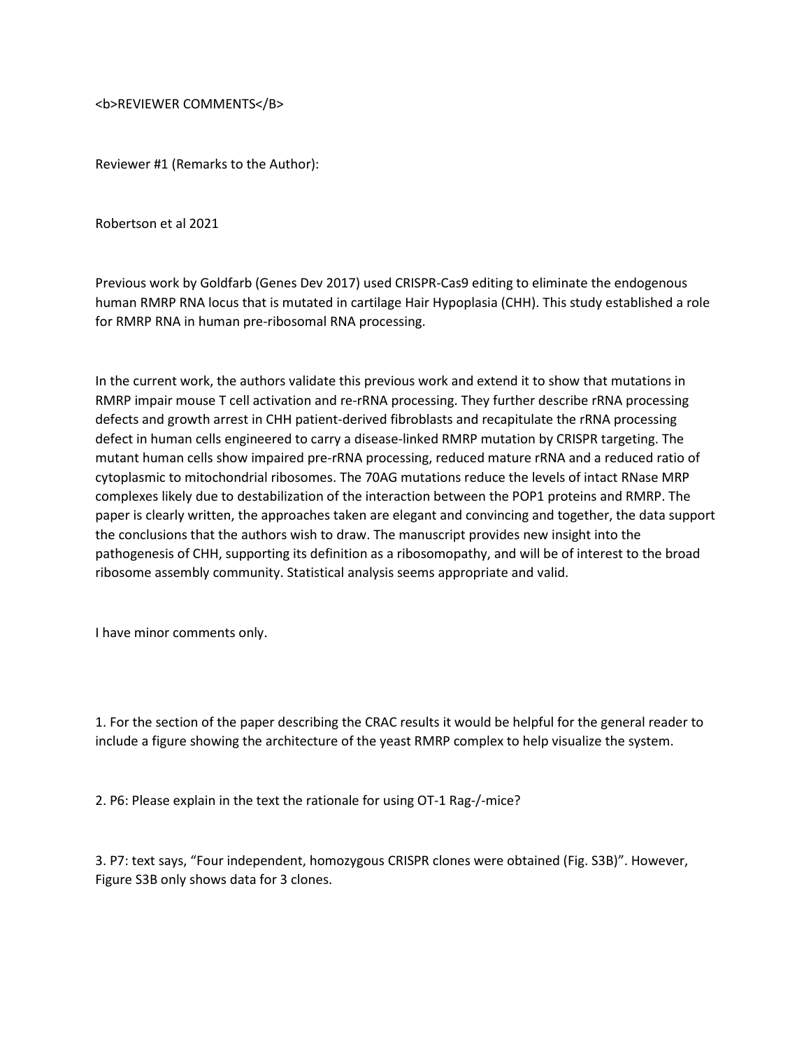<b>REVIEWER COMMENTS</B>

Reviewer #1 (Remarks to the Author):

Robertson et al 2021

Previous work by Goldfarb (Genes Dev 2017) used CRISPR-Cas9 editing to eliminate the endogenous human RMRP RNA locus that is mutated in cartilage Hair Hypoplasia (CHH). This study established a role for RMRP RNA in human pre-ribosomal RNA processing.

In the current work, the authors validate this previous work and extend it to show that mutations in RMRP impair mouse T cell activation and re-rRNA processing. They further describe rRNA processing defects and growth arrest in CHH patient-derived fibroblasts and recapitulate the rRNA processing defect in human cells engineered to carry a disease-linked RMRP mutation by CRISPR targeting. The mutant human cells show impaired pre-rRNA processing, reduced mature rRNA and a reduced ratio of cytoplasmic to mitochondrial ribosomes. The 70AG mutations reduce the levels of intact RNase MRP complexes likely due to destabilization of the interaction between the POP1 proteins and RMRP. The paper is clearly written, the approaches taken are elegant and convincing and together, the data support the conclusions that the authors wish to draw. The manuscript provides new insight into the pathogenesis of CHH, supporting its definition as a ribosomopathy, and will be of interest to the broad ribosome assembly community. Statistical analysis seems appropriate and valid.

I have minor comments only.

1. For the section of the paper describing the CRAC results it would be helpful for the general reader to include a figure showing the architecture of the yeast RMRP complex to help visualize the system.

2. P6: Please explain in the text the rationale for using OT-1 Rag-/-mice?

3. P7: text says, "Four independent, homozygous CRISPR clones were obtained (Fig. S3B)". However, Figure S3B only shows data for 3 clones.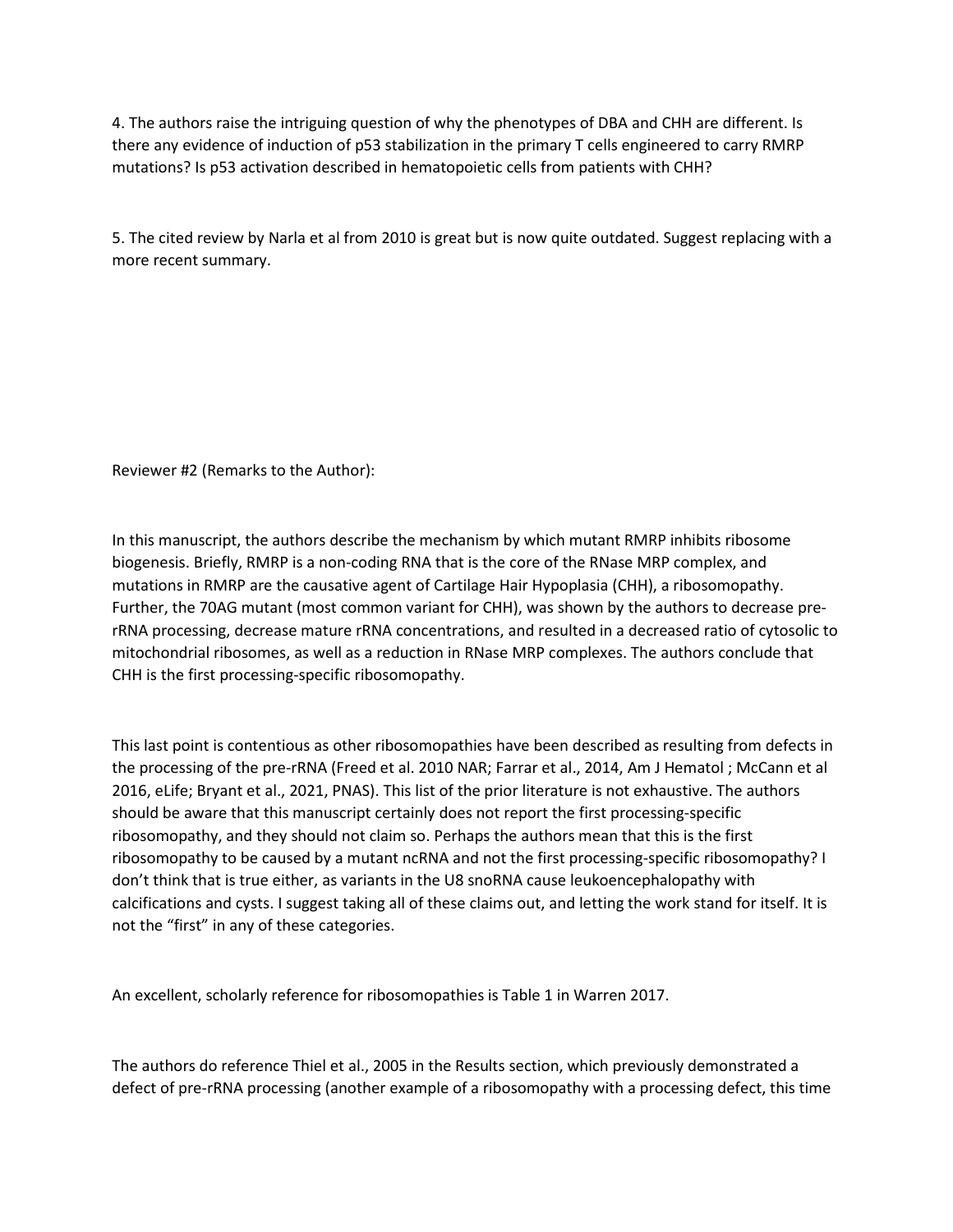4. The authors raise the intriguing question of why the phenotypes of DBA and CHH are different. Is there any evidence of induction of p53 stabilization in the primary T cells engineered to carry RMRP mutations? Is p53 activation described in hematopoietic cells from patients with CHH?

5. The cited review by Narla et al from 2010 is great but is now quite outdated. Suggest replacing with a more recent summary.

Reviewer #2 (Remarks to the Author):

In this manuscript, the authors describe the mechanism by which mutant RMRP inhibits ribosome biogenesis. Briefly, RMRP is a non-coding RNA that is the core of the RNase MRP complex, and mutations in RMRP are the causative agent of Cartilage Hair Hypoplasia (CHH), a ribosomopathy. Further, the 70AG mutant (most common variant for CHH), was shown by the authors to decrease pre-rRNA processing, decrease mature rRNA concentrations, and resulted in a decreased ratio of cytosolic to mitochondrial ribosomes, as well as a reduction in RNase MRP complexes. The authors conclude that CHH is the first processing-specific ribosomopathy.

This last point is contentious as other ribosomopathies have been described as resulting from defects in the processing of the pre-rRNA (Freed et al. 2010 NAR; Farrar et al., 2014, Am J Hematol ; McCann et al 2016, eLife; Bryant et al., 2021, PNAS). This list of the prior literature is not exhaustive. The authors should be aware that this manuscript certainly does not report the first processing-specific ribosomopathy, and they should not claim so. Perhaps the authors mean that this is the first ribosomopathy to be caused by a mutant ncRNA and not the first processing-specific ribosomopathy? I don't think that is true either, as variants in the U8 snoRNA cause leukoencephalopathy with calcifications and cysts. I suggest taking all of these claims out, and letting the work stand for itself. It is not the "first" in any of these categories.

An excellent, scholarly reference for ribosomopathies is Table 1 in Warren 2017.

The authors do reference Thiel et al., 2005 in the Results section, which previously demonstrated a defect of pre-rRNA processing (another example of a ribosomopathy with a processing defect, this time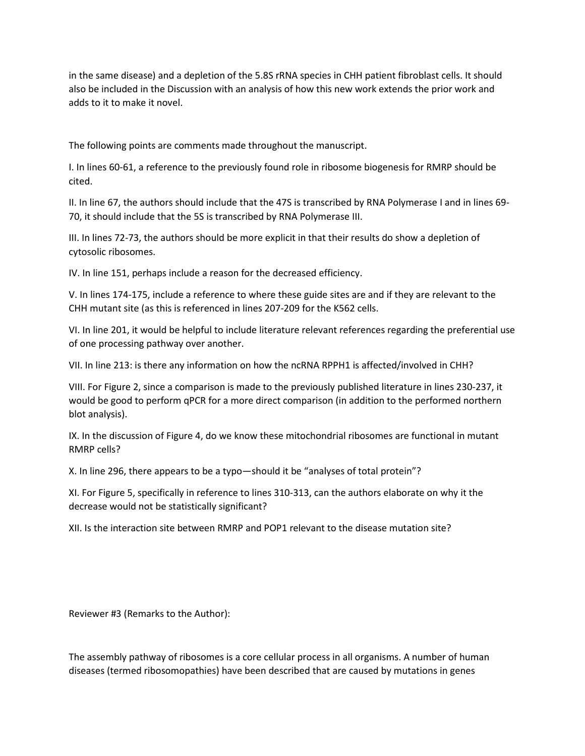in the same disease) and a depletion of the 5.8S rRNA species in CHH patient fibroblast cells. It should also be included in the Discussion with an analysis of how this new work extends the prior work and adds to it to make it novel.

The following points are comments made throughout the manuscript.

I. In lines 60-61, a reference to the previously found role in ribosome biogenesis for RMRP should be cited.

II. In line 67, the authors should include that the 47S is transcribed by RNA Polymerase I and in lines 69-70, it should include that the 5S is transcribed by RNA Polymerase III.

III. In lines 72-73, the authors should be more explicit in that their results do show a depletion of cytosolic ribosomes.

IV. In line 151, perhaps include a reason for the decreased efficiency.

V. In lines 174-175, include a reference to where these guide sites are and if they are relevant to the CHH mutant site (as this is referenced in lines 207-209 for the K562 cells.

VI. In line 201, it would be helpful to include literature relevant references regarding the preferential use of one processing pathway over another.

VII. In line 213: is there any information on how the ncRNA RPPH1 is affected/involved in CHH?

VIII. For Figure 2, since a comparison is made to the previously published literature in lines 230-237, it would be good to perform qPCR for a more direct comparison (in addition to the performed northern blot analysis).

IX. In the discussion of Figure 4, do we know these mitochondrial ribosomes are functional in mutant RMRP cells?

X. In line 296, there appears to be a typo—should it be "analyses of total protein"?

XI. For Figure 5, specifically in reference to lines 310-313, can the authors elaborate on why it the decrease would not be statistically significant?

XII. Is the interaction site between RMRP and POP1 relevant to the disease mutation site?

Reviewer #3 (Remarks to the Author):

The assembly pathway of ribosomes is a core cellular process in all organisms. A number of human diseases (termed ribosomopathies) have been described that are caused by mutations in genes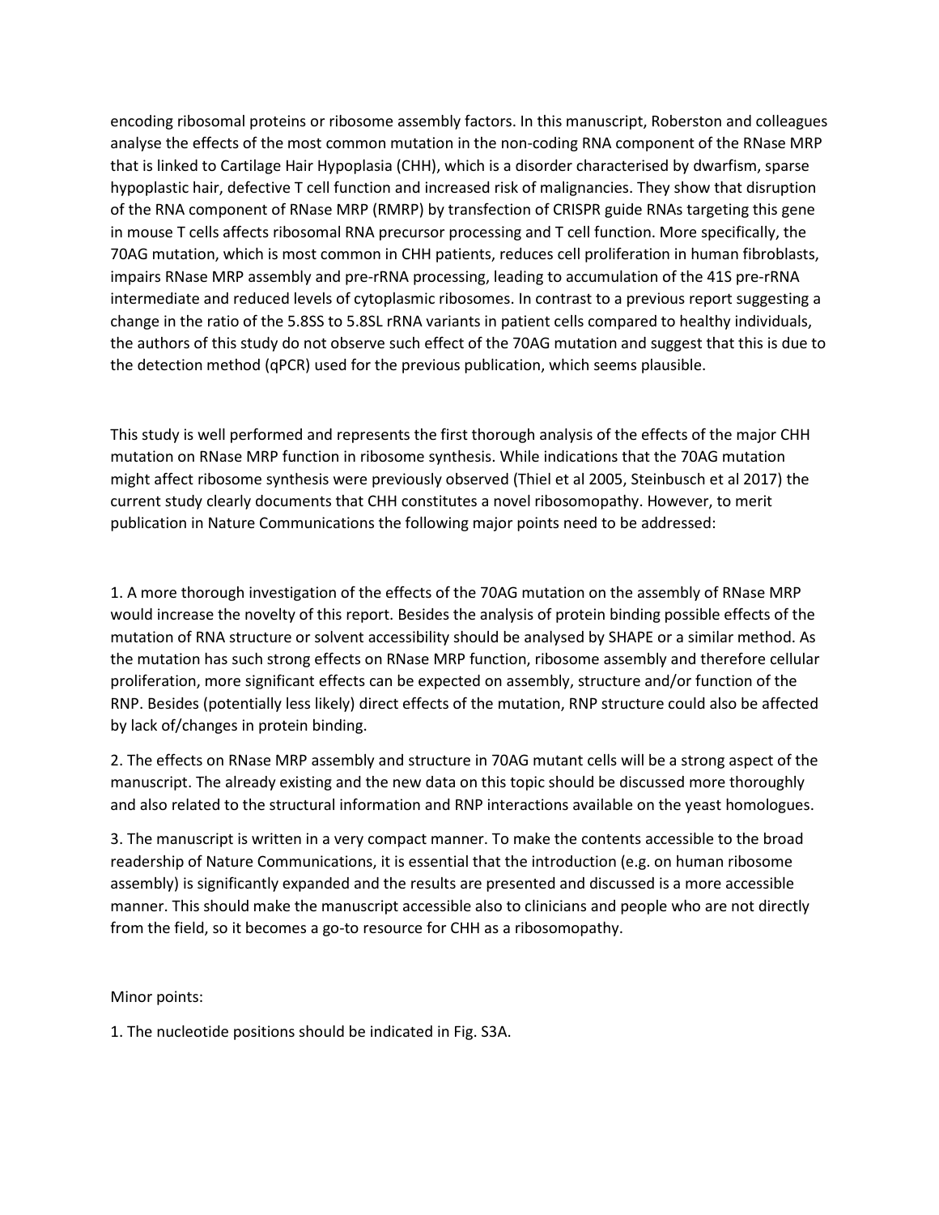encoding ribosomal proteins or ribosome assembly factors. In this manuscript, Roberston and colleagues analyse the effects of the most common mutation in the non-coding RNA component of the RNase MRP that is linked to Cartilage Hair Hypoplasia (CHH), which is a disorder characterised by dwarfism, sparse hypoplastic hair, defective T cell function and increased risk of malignancies. They show that disruption of the RNA component of RNase MRP (RMRP) by transfection of CRISPR guide RNAs targeting this gene in mouse T cells affects ribosomal RNA precursor processing and T cell function. More specifically, the 70AG mutation, which is most common in CHH patients, reduces cell proliferation in human fibroblasts, impairs RNase MRP assembly and pre-rRNA processing, leading to accumulation of the 41S pre-rRNA intermediate and reduced levels of cytoplasmic ribosomes. In contrast to a previous report suggesting a change in the ratio of the 5.8SS to 5.8SL rRNA variants in patient cells compared to healthy individuals, the authors of this study do not observe such effect of the 70AG mutation and suggest that this is due to the detection method (qPCR) used for the previous publication, which seems plausible.

This study is well performed and represents the first thorough analysis of the effects of the major CHH mutation on RNase MRP function in ribosome synthesis. While indications that the 70AG mutation might affect ribosome synthesis were previously observed (Thiel et al 2005, Steinbusch et al 2017) the current study clearly documents that CHH constitutes a novel ribosomopathy. However, to merit publication in Nature Communications the following major points need to be addressed:

1. A more thorough investigation of the effects of the 70AG mutation on the assembly of RNase MRP would increase the novelty of this report. Besides the analysis of protein binding possible effects of the mutation of RNA structure or solvent accessibility should be analysed by SHAPE or a similar method. As the mutation has such strong effects on RNase MRP function, ribosome assembly and therefore cellular proliferation, more significant effects can be expected on assembly, structure and/or function of the RNP. Besides (potentially less likely) direct effects of the mutation, RNP structure could also be affected by lack of/changes in protein binding.

2. The effects on RNase MRP assembly and structure in 70AG mutant cells will be a strong aspect of the manuscript. The already existing and the new data on this topic should be discussed more thoroughly and also related to the structural information and RNP interactions available on the yeast homologues.

3. The manuscript is written in a very compact manner. To make the contents accessible to the broad readership of Nature Communications, it is essential that the introduction (e.g. on human ribosome assembly) is significantly expanded and the results are presented and discussed is a more accessible manner. This should make the manuscript accessible also to clinicians and people who are not directly from the field, so it becomes a go-to resource for CHH as a ribosomopathy.

Minor points:

1. The nucleotide positions should be indicated in Fig. S3A.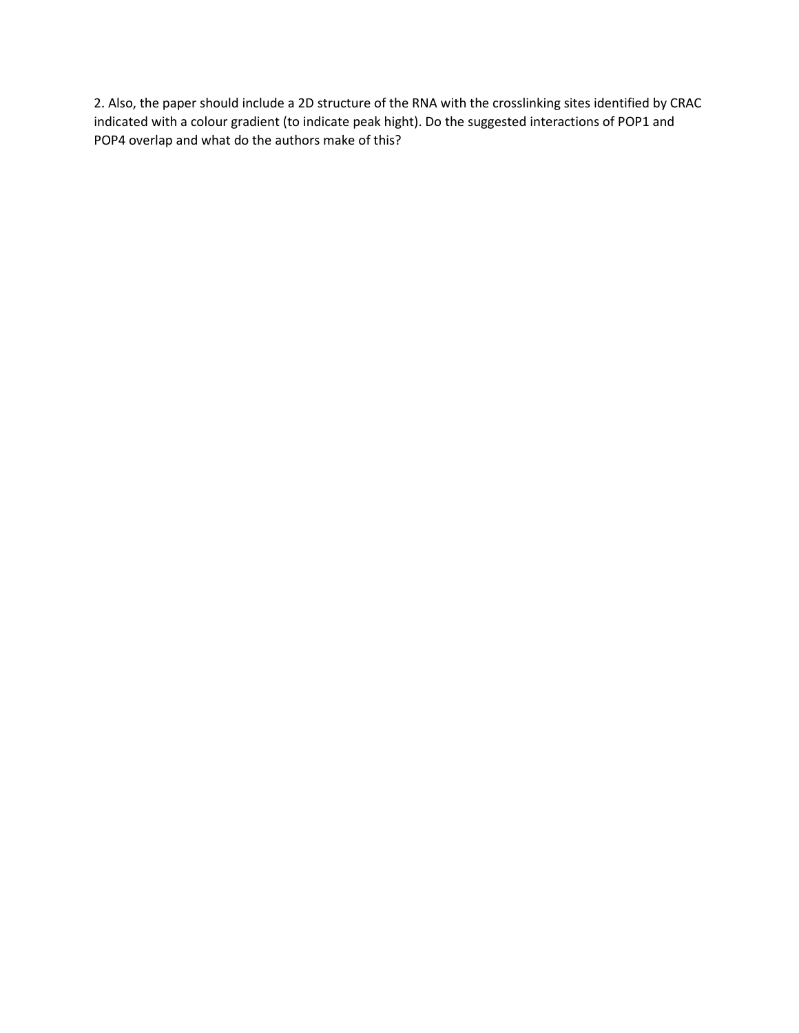2. Also, the paper should include a 2D structure of the RNA with the crosslinking sites identified by CRAC indicated with a colour gradient (to indicate peak hight). Do the suggested interactions of POP1 and POP4 overlap and what do the authors make of this?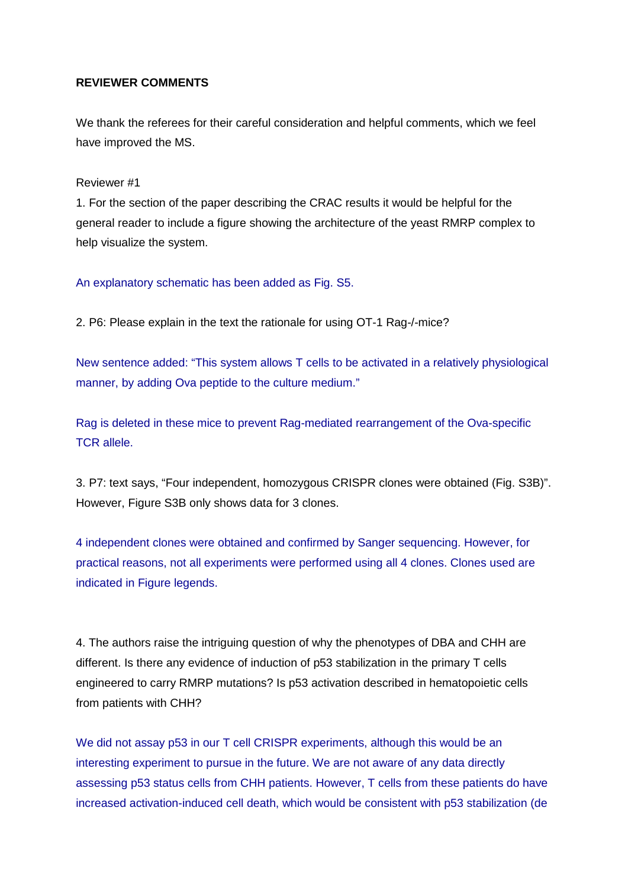**REVIEWER COMMENTS**

We thank the referees for their careful consideration and helpful comments, which we feel have improved the MS.

Reviewer #1

1. For the section of the paper describing the CRAC results it would be helpful for the general reader to include a figure showing the architecture of the yeast RMRP complex to help visualize the system.

An explanatory schematic has been added as Fig. S5.

2. P6: Please explain in the text the rationale for using OT-1 Rag-/-mice?

New sentence added: "This system allows T cells to be activated in a relatively physiological manner, by adding Ova peptide to the culture medium."

Rag is deleted in these mice to prevent Rag-mediated rearrangement of the Ova-specific TCR allele.

3. P7: text says, "Four independent, homozygous CRISPR clones were obtained (Fig. S3B)". However, Figure S3B only shows data for 3 clones.

4 independent clones were obtained and confirmed by Sanger sequencing. However, for practical reasons, not all experiments were performed using all 4 clones. Clones used are indicated in Figure legends.

4. The authors raise the intriguing question of why the phenotypes of DBA and CHH are different. Is there any evidence of induction of p53 stabilization in the primary T cells engineered to carry RMRP mutations? Is p53 activation described in hematopoietic cells from patients with CHH?

We did not assay p53 in our T cell CRISPR experiments, although this would be an interesting experiment to pursue in the future. We are not aware of any data directly assessing p53 status cells from CHH patients. However, T cells from these patients do have increased activation-induced cell death, which would be consistent with p53 stabilization (de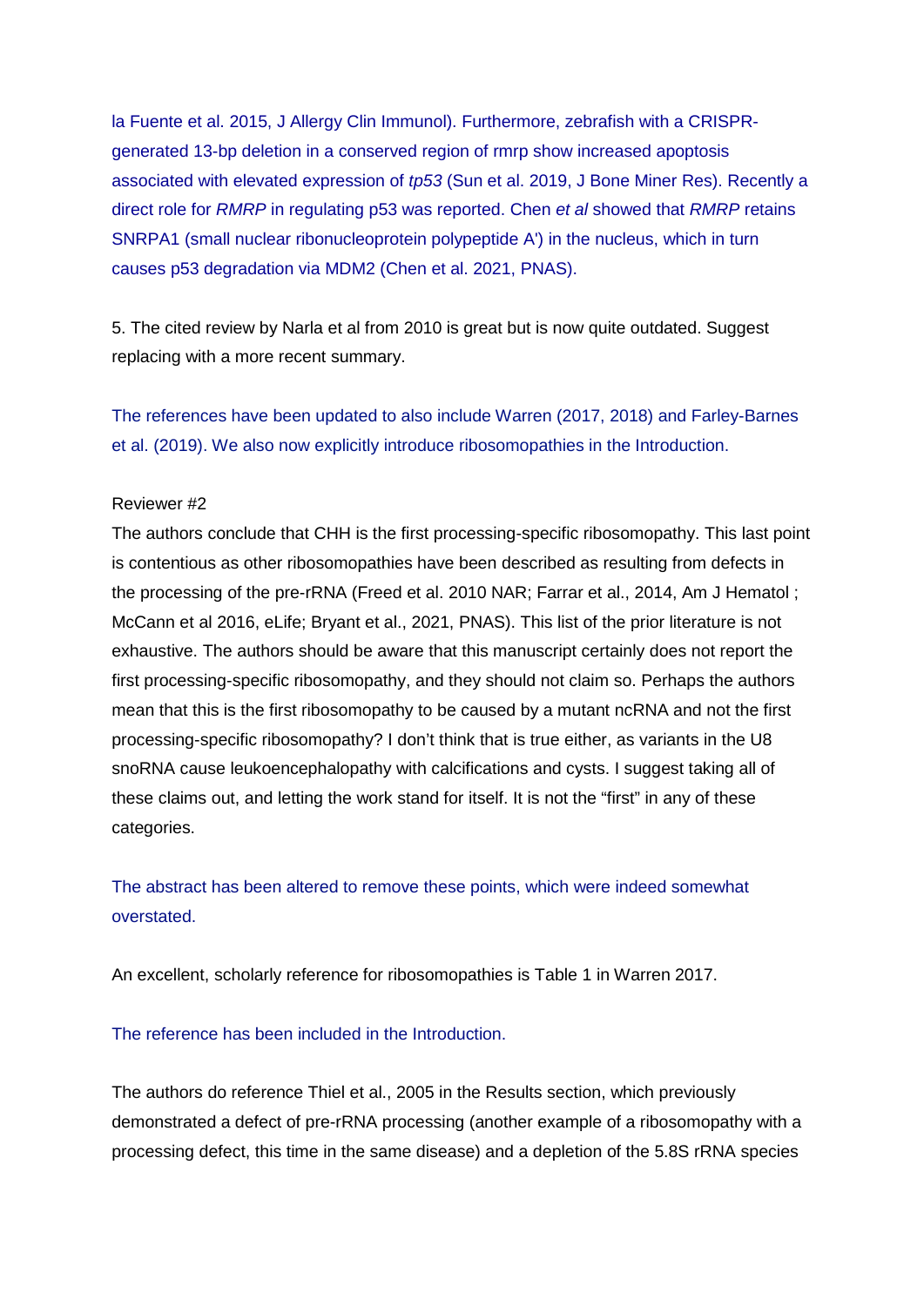la Fuente et al. 2015, J Allergy Clin Immunol). Furthermore, zebrafish with a CRISPR-generated 13-bp deletion in a conserved region of rmrp show increased apoptosis associated with elevated expression of *tp53* (Sun et al. 2019, J Bone Miner Res). Recently a direct role for *RMRP* in regulating p53 was reported. Chen *et al* showed that *RMRP* retains SNRPA1 (small nuclear ribonucleoprotein polypeptide A') in the nucleus, which in turn causes p53 degradation via MDM2 (Chen et al. 2021, PNAS).

5. The cited review by Narla et al from 2010 is great but is now quite outdated. Suggest replacing with a more recent summary.

The references have been updated to also include Warren (2017, 2018) and Farley-Barnes et al. (2019). We also now explicitly introduce ribosomopathies in the Introduction.

Reviewer #2

The authors conclude that CHH is the first processing-specific ribosomopathy. This last point is contentious as other ribosomopathies have been described as resulting from defects in the processing of the pre-rRNA (Freed et al. 2010 NAR; Farrar et al., 2014, Am J Hematol ; McCann et al 2016, eLife; Bryant et al., 2021, PNAS). This list of the prior literature is not exhaustive. The authors should be aware that this manuscript certainly does not report the first processing-specific ribosomopathy, and they should not claim so. Perhaps the authors mean that this is the first ribosomopathy to be caused by a mutant ncRNA and not the first processing-specific ribosomopathy? I don't think that is true either, as variants in the U8 snoRNA cause leukoencephalopathy with calcifications and cysts. I suggest taking all of these claims out, and letting the work stand for itself. It is not the "first" in any of these categories.

The abstract has been altered to remove these points, which were indeed somewhat overstated.

An excellent, scholarly reference for ribosomopathies is Table 1 in Warren 2017.

The reference has been included in the Introduction.

The authors do reference Thiel et al., 2005 in the Results section, which previously demonstrated a defect of pre-rRNA processing (another example of a ribosomopathy with a processing defect, this time in the same disease) and a depletion of the 5.8S rRNA species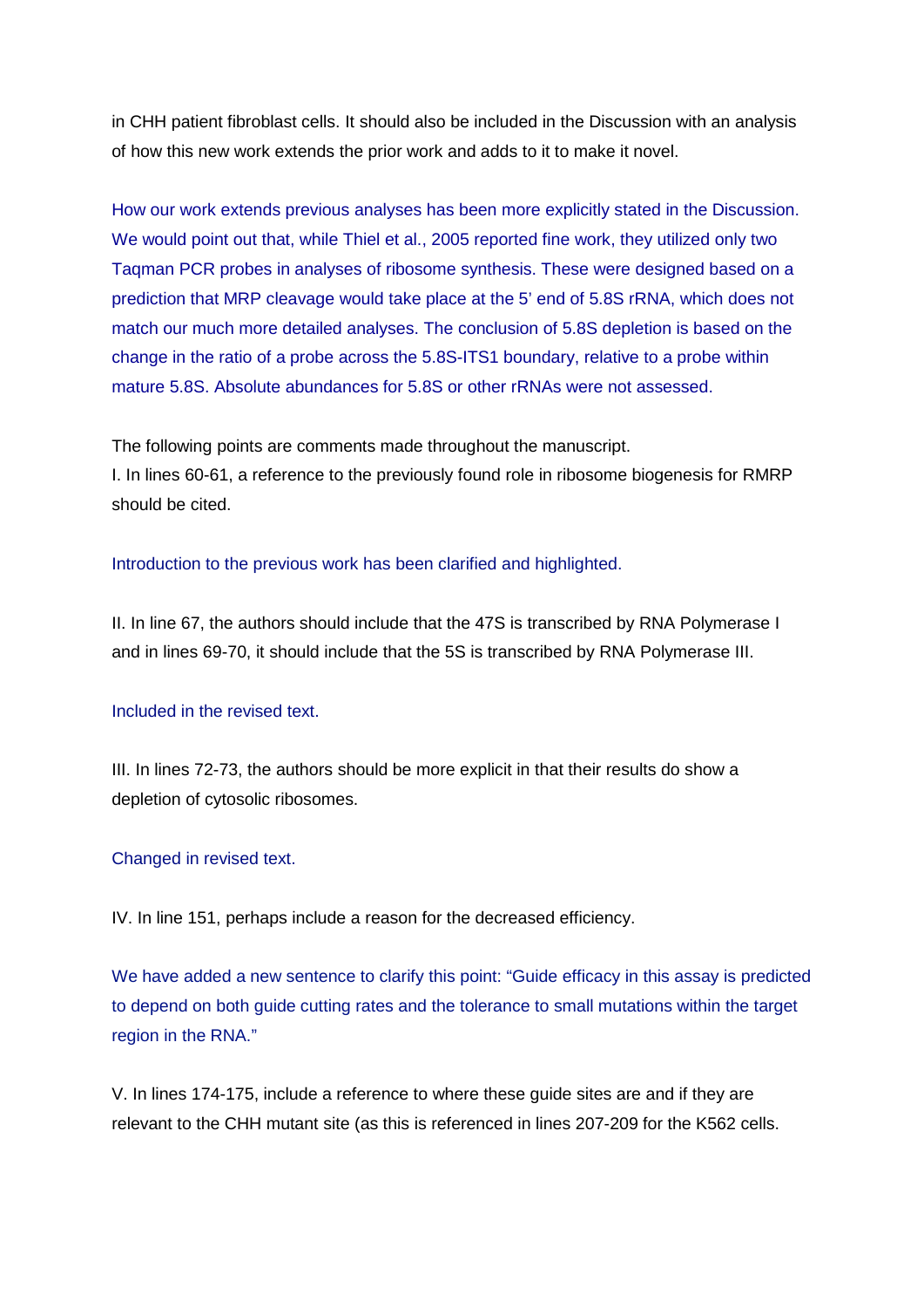in CHH patient fibroblast cells. It should also be included in the Discussion with an analysis of how this new work extends the prior work and adds to it to make it novel.

How our work extends previous analyses has been more explicitly stated in the Discussion. We would point out that, while Thiel et al., 2005 reported fine work, they utilized only two Taqman PCR probes in analyses of ribosome synthesis. These were designed based on a prediction that MRP cleavage would take place at the 5' end of 5.8S rRNA, which does not match our much more detailed analyses. The conclusion of 5.8S depletion is based on the change in the ratio of a probe across the 5.8S-ITS1 boundary, relative to a probe within mature 5.8S. Absolute abundances for 5.8S or other rRNAs were not assessed.

The following points are comments made throughout the manuscript.

I. In lines 60-61, a reference to the previously found role in ribosome biogenesis for RMRP should be cited.

Introduction to the previous work has been clarified and highlighted.

II. In line 67, the authors should include that the 47S is transcribed by RNA Polymerase I and in lines 69-70, it should include that the 5S is transcribed by RNA Polymerase III.

Included in the revised text.

III. In lines 72-73, the authors should be more explicit in that their results do show a depletion of cytosolic ribosomes.

Changed in revised text.

IV. In line 151, perhaps include a reason for the decreased efficiency.

We have added a new sentence to clarify this point: "Guide efficacy in this assay is predicted to depend on both guide cutting rates and the tolerance to small mutations within the target region in the RNA."

V. In lines 174-175, include a reference to where these guide sites are and if they are relevant to the CHH mutant site (as this is referenced in lines 207-209 for the K562 cells.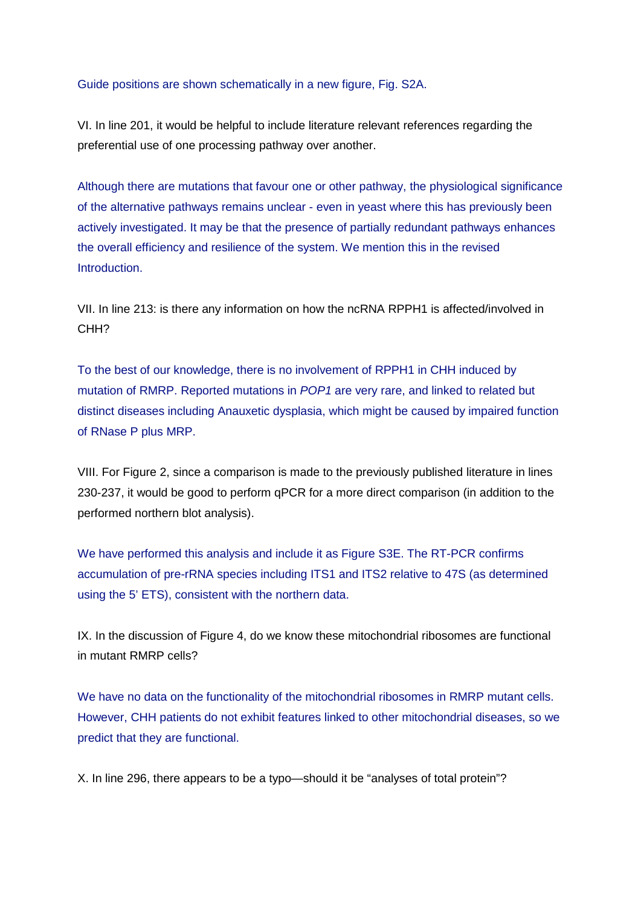Guide positions are shown schematically in a new figure, Fig. S2A.

VI. In line 201, it would be helpful to include literature relevant references regarding the preferential use of one processing pathway over another.

Although there are mutations that favour one or other pathway, the physiological significance of the alternative pathways remains unclear - even in yeast where this has previously been actively investigated. It may be that the presence of partially redundant pathways enhances the overall efficiency and resilience of the system. We mention this in the revised Introduction.

VII. In line 213: is there any information on how the ncRNA RPPH1 is affected/involved in CHH?

To the best of our knowledge, there is no involvement of RPPH1 in CHH induced by mutation of RMRP. Reported mutations in *POP1* are very rare, and linked to related but distinct diseases including Anauxetic dysplasia, which might be caused by impaired function of RNase P plus MRP.

VIII. For Figure 2, since a comparison is made to the previously published literature in lines 230-237, it would be good to perform qPCR for a more direct comparison (in addition to the performed northern blot analysis).

We have performed this analysis and include it as Figure S3E. The RT-PCR confirms accumulation of pre-rRNA species including ITS1 and ITS2 relative to 47S (as determined using the 5' ETS), consistent with the northern data.

IX. In the discussion of Figure 4, do we know these mitochondrial ribosomes are functional in mutant RMRP cells?

We have no data on the functionality of the mitochondrial ribosomes in RMRP mutant cells. However, CHH patients do not exhibit features linked to other mitochondrial diseases, so we predict that they are functional.

X. In line 296, there appears to be a typo—should it be "analyses of total protein"?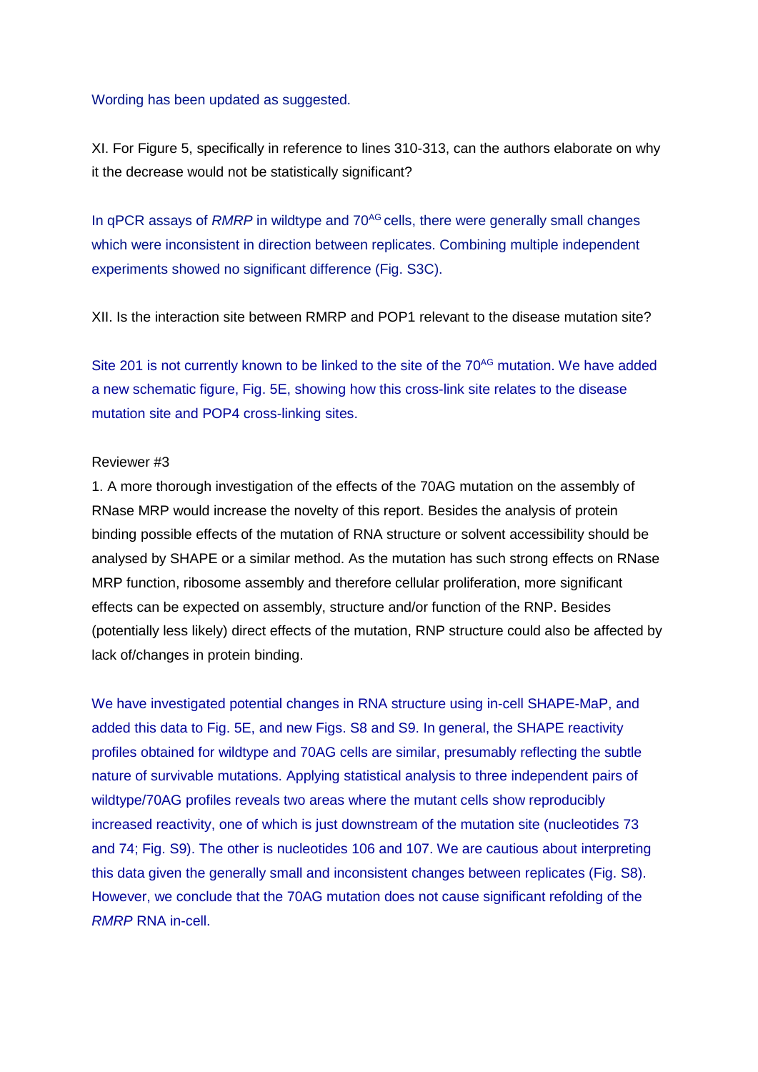Wording has been updated as suggested.

XI. For Figure 5, specifically in reference to lines 310-313, can the authors elaborate on why it the decrease would not be statistically significant?

In qPCR assays of *RMRP* in wildtype and $70^{AG}$ cells, there were generally small changes which were inconsistent in direction between replicates. Combining multiple independent experiments showed no significant difference (Fig. S3C).

XII. Is the interaction site between RMRP and POP1 relevant to the disease mutation site?

Site 201 is not currently known to be linked to the site of the $70^{AG}$ mutation. We have added a new schematic figure, Fig. 5E, showing how this cross-link site relates to the disease mutation site and POP4 cross-linking sites.

Reviewer #3

1. A more thorough investigation of the effects of the 70AG mutation on the assembly of RNase MRP would increase the novelty of this report. Besides the analysis of protein binding possible effects of the mutation of RNA structure or solvent accessibility should be analysed by SHAPE or a similar method. As the mutation has such strong effects on RNase MRP function, ribosome assembly and therefore cellular proliferation, more significant effects can be expected on assembly, structure and/or function of the RNP. Besides (potentially less likely) direct effects of the mutation, RNP structure could also be affected by lack of/changes in protein binding.

We have investigated potential changes in RNA structure using in-cell SHAPE-MaP, and added this data to Fig. 5E, and new Figs. S8 and S9. In general, the SHAPE reactivity profiles obtained for wildtype and 70AG cells are similar, presumably reflecting the subtle nature of survivable mutations. Applying statistical analysis to three independent pairs of wildtype/70AG profiles reveals two areas where the mutant cells show reproducibly increased reactivity, one of which is just downstream of the mutation site (nucleotides 73 and 74; Fig. S9). The other is nucleotides 106 and 107. We are cautious about interpreting this data given the generally small and inconsistent changes between replicates (Fig. S8). However, we conclude that the 70AG mutation does not cause significant refolding of the *RMRP* RNA in-cell.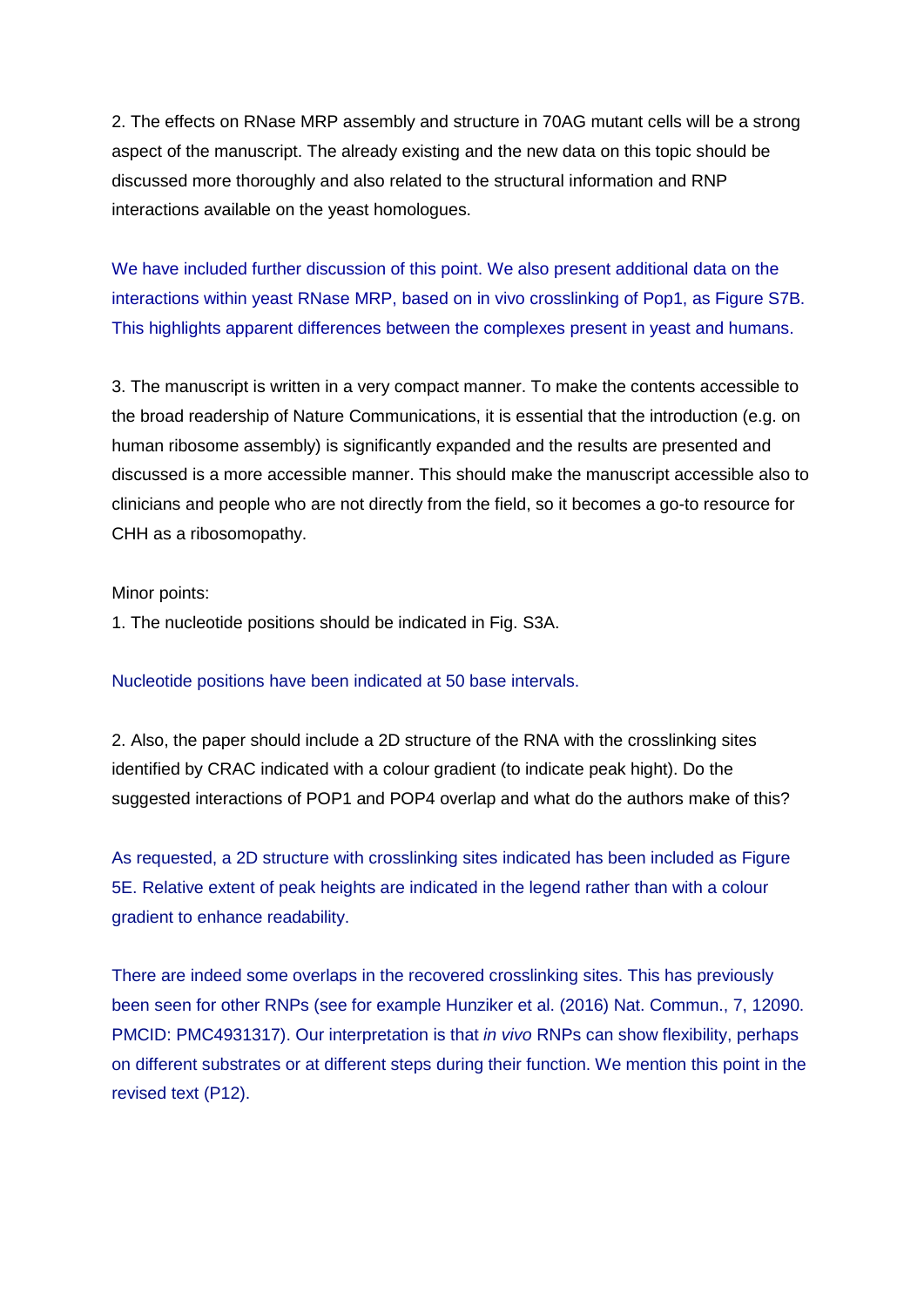2. The effects on RNase MRP assembly and structure in 70AG mutant cells will be a strong aspect of the manuscript. The already existing and the new data on this topic should be discussed more thoroughly and also related to the structural information and RNP interactions available on the yeast homologues.

We have included further discussion of this point. We also present additional data on the interactions within yeast RNase MRP, based on in vivo crosslinking of Pop1, as Figure S7B. This highlights apparent differences between the complexes present in yeast and humans.

3. The manuscript is written in a very compact manner. To make the contents accessible to the broad readership of Nature Communications, it is essential that the introduction (e.g. on human ribosome assembly) is significantly expanded and the results are presented and discussed is a more accessible manner. This should make the manuscript accessible also to clinicians and people who are not directly from the field, so it becomes a go-to resource for CHH as a ribosomopathy.

Minor points:

1. The nucleotide positions should be indicated in Fig. S3A.

Nucleotide positions have been indicated at 50 base intervals.

2. Also, the paper should include a 2D structure of the RNA with the crosslinking sites identified by CRAC indicated with a colour gradient (to indicate peak hight). Do the suggested interactions of POP1 and POP4 overlap and what do the authors make of this?

As requested, a 2D structure with crosslinking sites indicated has been included as Figure 5E. Relative extent of peak heights are indicated in the legend rather than with a colour gradient to enhance readability.

There are indeed some overlaps in the recovered crosslinking sites. This has previously been seen for other RNPs (see for example Hunziker et al. (2016) Nat. Commun., 7, 12090. PMCID: PMC4931317). Our interpretation is that *in vivo* RNPs can show flexibility, perhaps on different substrates or at different steps during their function. We mention this point in the revised text (P12).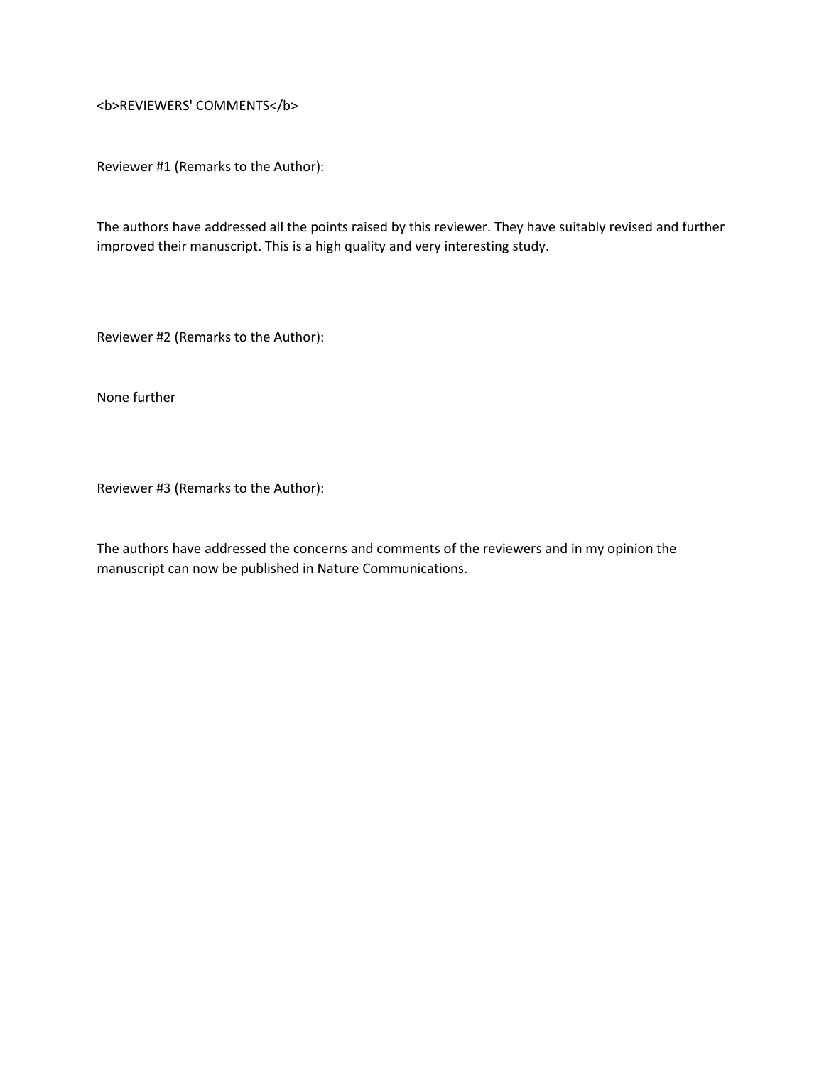<b>REVIEWERS' COMMENTS</b>

Reviewer #1 (Remarks to the Author):

The authors have addressed all the points raised by this reviewer. They have suitably revised and further improved their manuscript. This is a high quality and very interesting study.

Reviewer #2 (Remarks to the Author):

None further

Reviewer #3 (Remarks to the Author):

The authors have addressed the concerns and comments of the reviewers and in my opinion the manuscript can now be published in Nature Communications.